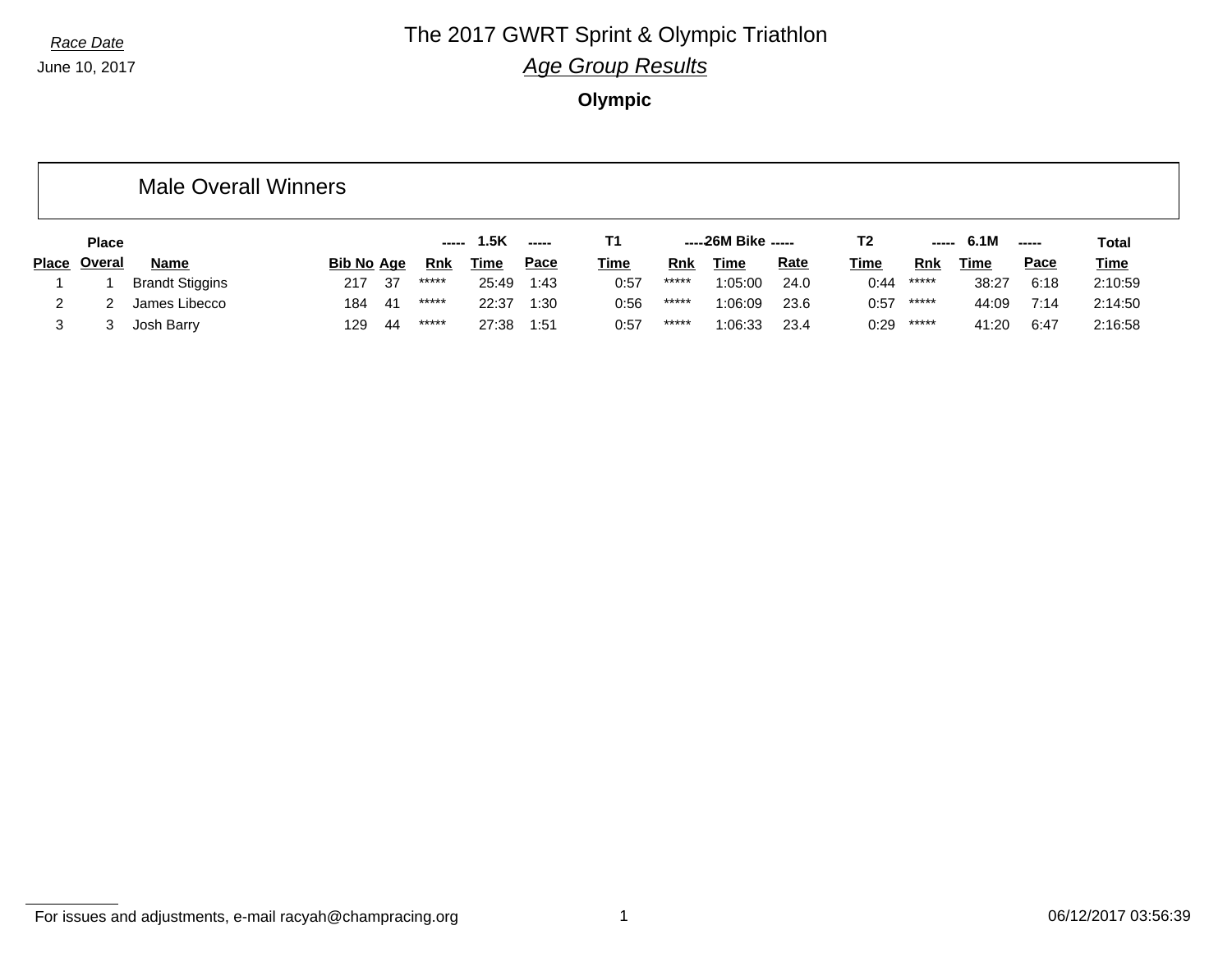*Race Date*

June 10, 2017

# The 2017 GWRT Sprint & Olympic Triathlon

## *Age Group Results*

**Olympic**

### Male Overall Winners

| | Place | | | | ----- | 1.5K | ----- | T1 | ----- | 26M Bike | ----- | T2 | ----- | 6.1M | ----- | Total |
|---|---|---|---|---|---|---|---|---|---|---|---|---|---|---|---|---|
| **Place** | **Overal** | **Name** | **Bib No** | **Age** | **Rnk** | **Time** | **Pace** | **Time** | **Rnk** | **Time** | **Rate** | **Time** | **Rnk** | **Time** | **Pace** | **Time** |
| 1 | 1 | Brandt Stiggins | 217 | 37 | ***** | 25:49 | 1:43 | 0:57 | ***** | 1:05:00 | 24.0 | 0:44 | ***** | 38:27 | 6:18 | 2:10:59 |
| 2 | 2 | James Libecco | 184 | 41 | ***** | 22:37 | 1:30 | 0:56 | ***** | 1:06:09 | 23.6 | 0:57 | ***** | 44:09 | 7:14 | 2:14:50 |
| 3 | 3 | Josh Barry | 129 | 44 | ***** | 27:38 | 1:51 | 0:57 | ***** | 1:06:33 | 23.4 | 0:29 | ***** | 41:20 | 6:47 | 2:16:58 |

For issues and adjustments, e-mail racyah@champracing.org

06/12/2017 03:56:39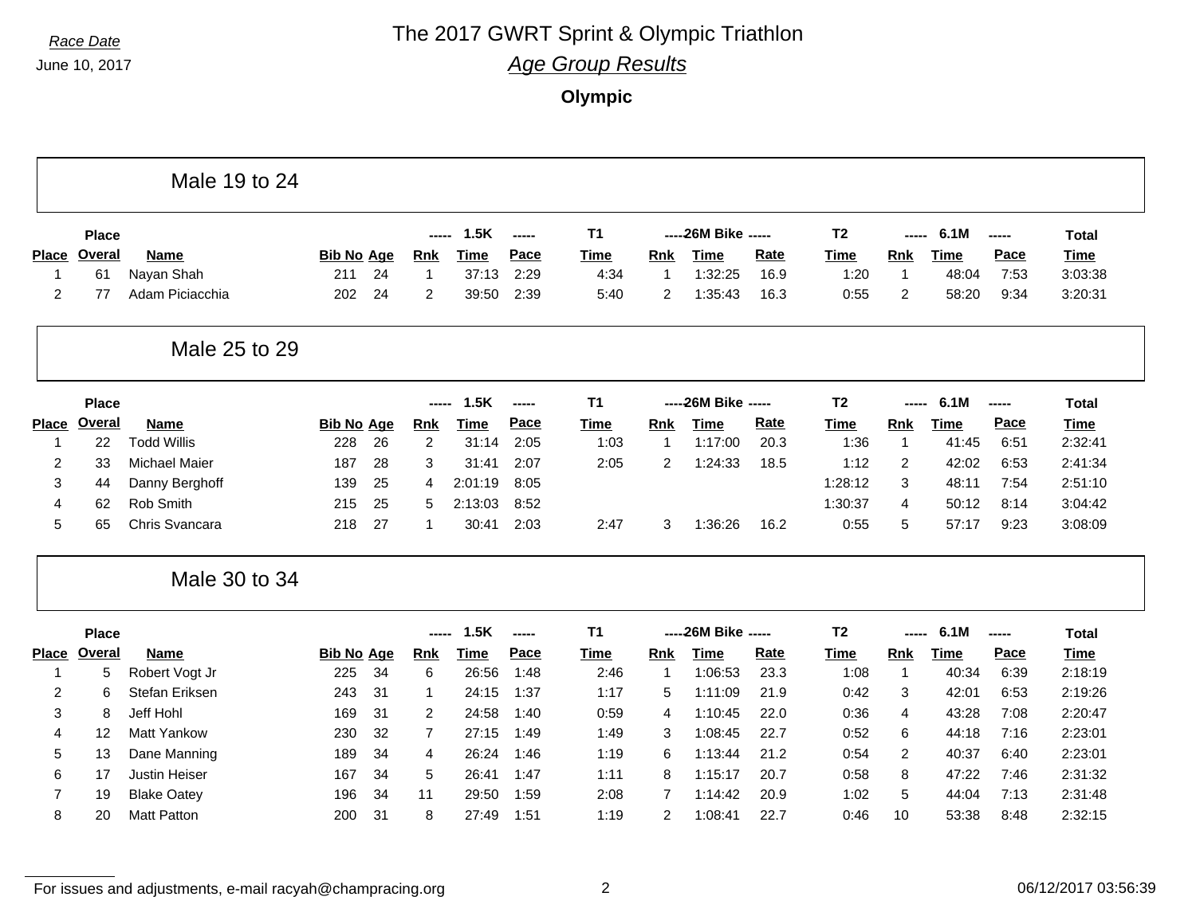*Race Date*

June 10, 2017

# The 2017 GWRT Sprint & Olympic Triathlon

## *Age Group Results*

### Olympic

## Male 19 to 24

| Place | Place Overal | Name | Bib No | Age | 1.5K Rnk | 1.5K Time | 1.5K Pace | T1 Time | 26M Bike Rnk | 26M Bike Time | 26M Bike Rate | T2 Time | 6.1M Rnk | 6.1M Time | 6.1M Pace | Total Time |
|---|---|---|---|---|---|---|---|---|---|---|---|---|---|---|---|---|
| 1 | 61 | Nayan Shah | 211 | 24 | 1 | 37:13 | 2:29 | 4:34 | 1 | 1:32:25 | 16.9 | 1:20 | 1 | 48:04 | 7:53 | 3:03:38 |
| 2 | 77 | Adam Piciacchia | 202 | 24 | 2 | 39:50 | 2:39 | 5:40 | 2 | 1:35:43 | 16.3 | 0:55 | 2 | 58:20 | 9:34 | 3:20:31 |

## Male 25 to 29

| Place | Place Overal | Name | Bib No | Age | 1.5K Rnk | 1.5K Time | 1.5K Pace | T1 Time | 26M Bike Rnk | 26M Bike Time | 26M Bike Rate | T2 Time | 6.1M Rnk | 6.1M Time | 6.1M Pace | Total Time |
|---|---|---|---|---|---|---|---|---|---|---|---|---|---|---|---|---|
| 1 | 22 | Todd Willis | 228 | 26 | 2 | 31:14 | 2:05 | 1:03 | 1 | 1:17:00 | 20.3 | 1:36 | 1 | 41:45 | 6:51 | 2:32:41 |
| 2 | 33 | Michael Maier | 187 | 28 | 3 | 31:41 | 2:07 | 2:05 | 2 | 1:24:33 | 18.5 | 1:12 | 2 | 42:02 | 6:53 | 2:41:34 |
| 3 | 44 | Danny Berghoff | 139 | 25 | 4 | 2:01:19 | 8:05 | | | | | 1:28:12 | 3 | 48:11 | 7:54 | 2:51:10 |
| 4 | 62 | Rob Smith | 215 | 25 | 5 | 2:13:03 | 8:52 | | | | | 1:30:37 | 4 | 50:12 | 8:14 | 3:04:42 |
| 5 | 65 | Chris Svancara | 218 | 27 | 1 | 30:41 | 2:03 | 2:47 | 3 | 1:36:26 | 16.2 | 0:55 | 5 | 57:17 | 9:23 | 3:08:09 |

## Male 30 to 34

| Place | Place Overal | Name | Bib No | Age | 1.5K Rnk | 1.5K Time | 1.5K Pace | T1 Time | 26M Bike Rnk | 26M Bike Time | 26M Bike Rate | T2 Time | 6.1M Rnk | 6.1M Time | 6.1M Pace | Total Time |
|---|---|---|---|---|---|---|---|---|---|---|---|---|---|---|---|---|
| 1 | 5 | Robert Vogt Jr | 225 | 34 | 6 | 26:56 | 1:48 | 2:46 | 1 | 1:06:53 | 23.3 | 1:08 | 1 | 40:34 | 6:39 | 2:18:19 |
| 2 | 6 | Stefan Eriksen | 243 | 31 | 1 | 24:15 | 1:37 | 1:17 | 5 | 1:11:09 | 21.9 | 0:42 | 3 | 42:01 | 6:53 | 2:19:26 |
| 3 | 8 | Jeff Hohl | 169 | 31 | 2 | 24:58 | 1:40 | 0:59 | 4 | 1:10:45 | 22.0 | 0:36 | 4 | 43:28 | 7:08 | 2:20:47 |
| 4 | 12 | Matt Yankow | 230 | 32 | 7 | 27:15 | 1:49 | 1:49 | 3 | 1:08:45 | 22.7 | 0:52 | 6 | 44:18 | 7:16 | 2:23:01 |
| 5 | 13 | Dane Manning | 189 | 34 | 4 | 26:24 | 1:46 | 1:19 | 6 | 1:13:44 | 21.2 | 0:54 | 2 | 40:37 | 6:40 | 2:23:01 |
| 6 | 17 | Justin Heiser | 167 | 34 | 5 | 26:41 | 1:47 | 1:11 | 8 | 1:15:17 | 20.7 | 0:58 | 8 | 47:22 | 7:46 | 2:31:32 |
| 7 | 19 | Blake Oatey | 196 | 34 | 11 | 29:50 | 1:59 | 2:08 | 7 | 1:14:42 | 20.9 | 1:02 | 5 | 44:04 | 7:13 | 2:31:48 |
| 8 | 20 | Matt Patton | 200 | 31 | 8 | 27:49 | 1:51 | 1:19 | 2 | 1:08:41 | 22.7 | 0:46 | 10 | 53:38 | 8:48 | 2:32:15 |

For issues and adjustments, e-mail racyah@champracing.org

06/12/2017 03:56:39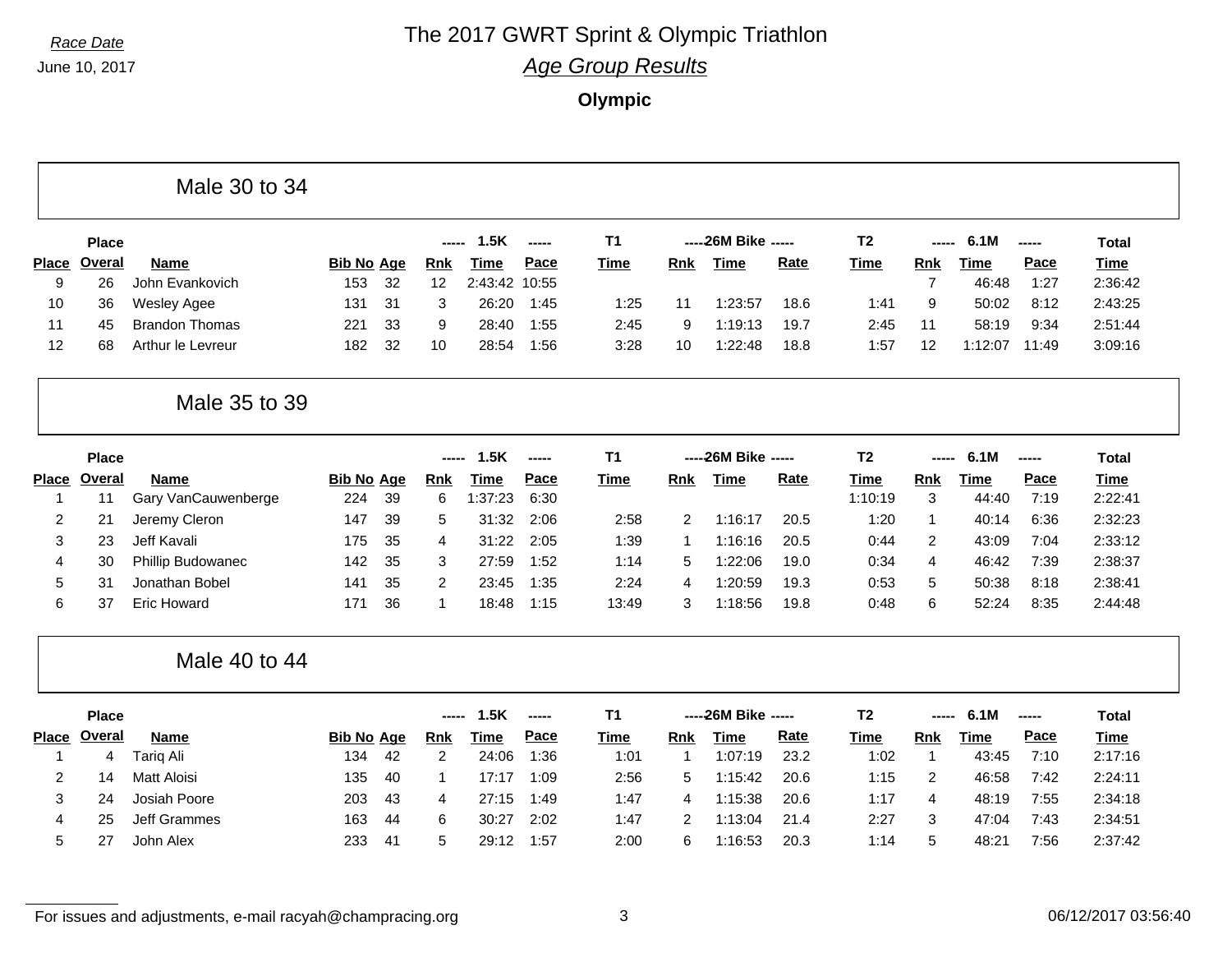*Race Date*

June 10, 2017

# The 2017 GWRT Sprint & Olympic Triathlon

## *Age Group Results*

### Olympic

## Male 30 to 34

| Place | Place Overal | Name | Bib No | Age | 1.5K Rnk | 1.5K Time | 1.5K Pace | T1 Time | 26M Bike Rnk | 26M Bike Time | 26M Bike Rate | T2 Time | 6.1M Rnk | 6.1M Time | 6.1M Pace | Total Time |
|---|---|---|---|---|---|---|---|---|---|---|---|---|---|---|---|---|
| 9 | 26 | John Evankovich | 153 | 32 | 12 | 2:43:42 | 10:55 | | | | | | 7 | 46:48 | 1:27 | 2:36:42 |
| 10 | 36 | Wesley Agee | 131 | 31 | 3 | 26:20 | 1:45 | 1:25 | 11 | 1:23:57 | 18.6 | 1:41 | 9 | 50:02 | 8:12 | 2:43:25 |
| 11 | 45 | Brandon Thomas | 221 | 33 | 9 | 28:40 | 1:55 | 2:45 | 9 | 1:19:13 | 19.7 | 2:45 | 11 | 58:19 | 9:34 | 2:51:44 |
| 12 | 68 | Arthur le Levreur | 182 | 32 | 10 | 28:54 | 1:56 | 3:28 | 10 | 1:22:48 | 18.8 | 1:57 | 12 | 1:12:07 | 11:49 | 3:09:16 |

## Male 35 to 39

| Place | Place Overal | Name | Bib No | Age | 1.5K Rnk | 1.5K Time | 1.5K Pace | T1 Time | 26M Bike Rnk | 26M Bike Time | 26M Bike Rate | T2 Time | 6.1M Rnk | 6.1M Time | 6.1M Pace | Total Time |
|---|---|---|---|---|---|---|---|---|---|---|---|---|---|---|---|---|
| 1 | 11 | Gary VanCauwenberge | 224 | 39 | 6 | 1:37:23 | 6:30 | | | | | 1:10:19 | 3 | 44:40 | 7:19 | 2:22:41 |
| 2 | 21 | Jeremy Cleron | 147 | 39 | 5 | 31:32 | 2:06 | 2:58 | 2 | 1:16:17 | 20.5 | 1:20 | 1 | 40:14 | 6:36 | 2:32:23 |
| 3 | 23 | Jeff Kavali | 175 | 35 | 4 | 31:22 | 2:05 | 1:39 | 1 | 1:16:16 | 20.5 | 0:44 | 2 | 43:09 | 7:04 | 2:33:12 |
| 4 | 30 | Phillip Budowanec | 142 | 35 | 3 | 27:59 | 1:52 | 1:14 | 5 | 1:22:06 | 19.0 | 0:34 | 4 | 46:42 | 7:39 | 2:38:37 |
| 5 | 31 | Jonathan Bobel | 141 | 35 | 2 | 23:45 | 1:35 | 2:24 | 4 | 1:20:59 | 19.3 | 0:53 | 5 | 50:38 | 8:18 | 2:38:41 |
| 6 | 37 | Eric Howard | 171 | 36 | 1 | 18:48 | 1:15 | 13:49 | 3 | 1:18:56 | 19.8 | 0:48 | 6 | 52:24 | 8:35 | 2:44:48 |

## Male 40 to 44

| Place | Place Overal | Name | Bib No | Age | 1.5K Rnk | 1.5K Time | 1.5K Pace | T1 Time | 26M Bike Rnk | 26M Bike Time | 26M Bike Rate | T2 Time | 6.1M Rnk | 6.1M Time | 6.1M Pace | Total Time |
|---|---|---|---|---|---|---|---|---|---|---|---|---|---|---|---|---|
| 1 | 4 | Tariq Ali | 134 | 42 | 2 | 24:06 | 1:36 | 1:01 | 1 | 1:07:19 | 23.2 | 1:02 | 1 | 43:45 | 7:10 | 2:17:16 |
| 2 | 14 | Matt Aloisi | 135 | 40 | 1 | 17:17 | 1:09 | 2:56 | 5 | 1:15:42 | 20.6 | 1:15 | 2 | 46:58 | 7:42 | 2:24:11 |
| 3 | 24 | Josiah Poore | 203 | 43 | 4 | 27:15 | 1:49 | 1:47 | 4 | 1:15:38 | 20.6 | 1:17 | 4 | 48:19 | 7:55 | 2:34:18 |
| 4 | 25 | Jeff Grammes | 163 | 44 | 6 | 30:27 | 2:02 | 1:47 | 2 | 1:13:04 | 21.4 | 2:27 | 3 | 47:04 | 7:43 | 2:34:51 |
| 5 | 27 | John Alex | 233 | 41 | 5 | 29:12 | 1:57 | 2:00 | 6 | 1:16:53 | 20.3 | 1:14 | 5 | 48:21 | 7:56 | 2:37:42 |

For issues and adjustments, e-mail racyah@champracing.org

06/12/2017 03:56:40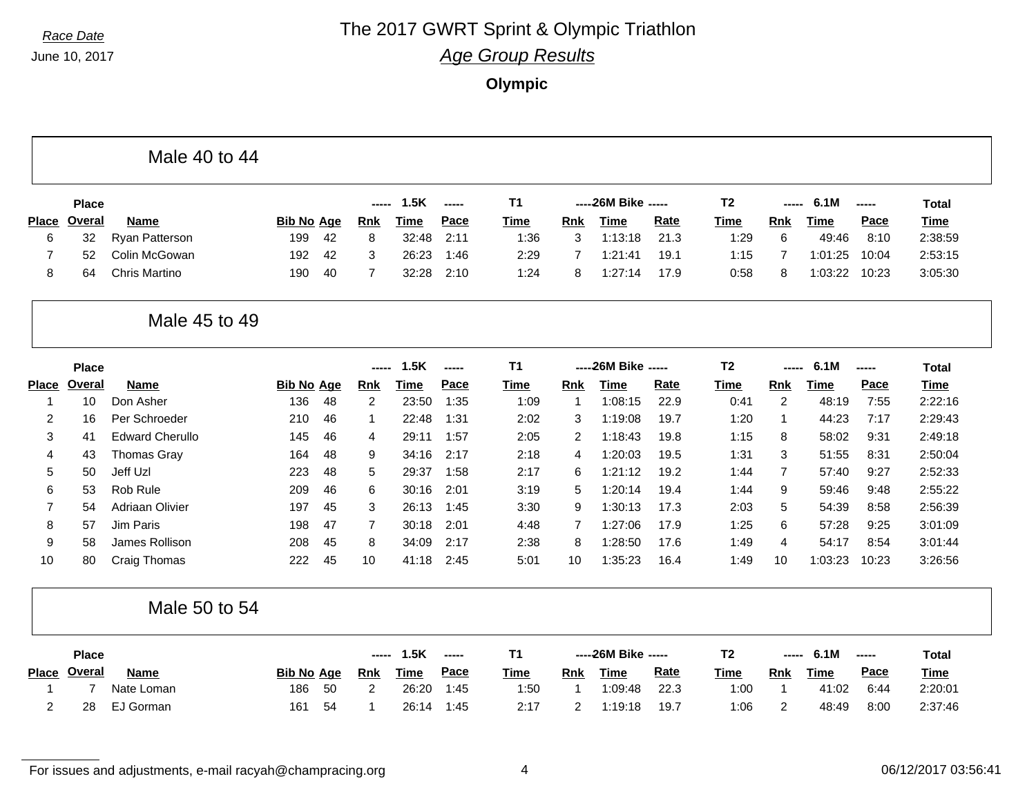*Race Date*

June 10, 2017

# The 2017 GWRT Sprint & Olympic Triathlon

## *Age Group Results*

**Olympic**

### Male 40 to 44

| | Place | | | | 1.5K | | | T1 | 26M Bike | | | T2 | 6.1M | | | Total |
|---|---|---|---|---|---|---|---|---|---|---|---|---|---|---|---|---|
| Place | Overal | Name | Bib No | Age | Rnk | Time | Pace | Time | Rnk | Time | Rate | Time | Rnk | Time | Pace | Time |
| 6 | 32 | Ryan Patterson | 199 | 42 | 8 | 32:48 | 2:11 | 1:36 | 3 | 1:13:18 | 21.3 | 1:29 | 6 | 49:46 | 8:10 | 2:38:59 |
| 7 | 52 | Colin McGowan | 192 | 42 | 3 | 26:23 | 1:46 | 2:29 | 7 | 1:21:41 | 19.1 | 1:15 | 7 | 1:01:25 | 10:04 | 2:53:15 |
| 8 | 64 | Chris Martino | 190 | 40 | 7 | 32:28 | 2:10 | 1:24 | 8 | 1:27:14 | 17.9 | 0:58 | 8 | 1:03:22 | 10:23 | 3:05:30 |

### Male 45 to 49

| | Place | | | | 1.5K | | | T1 | 26M Bike | | | T2 | 6.1M | | | Total |
|---|---|---|---|---|---|---|---|---|---|---|---|---|---|---|---|---|
| Place | Overal | Name | Bib No | Age | Rnk | Time | Pace | Time | Rnk | Time | Rate | Time | Rnk | Time | Pace | Time |
| 1 | 10 | Don Asher | 136 | 48 | 2 | 23:50 | 1:35 | 1:09 | 1 | 1:08:15 | 22.9 | 0:41 | 2 | 48:19 | 7:55 | 2:22:16 |
| 2 | 16 | Per Schroeder | 210 | 46 | 1 | 22:48 | 1:31 | 2:02 | 3 | 1:19:08 | 19.7 | 1:20 | 1 | 44:23 | 7:17 | 2:29:43 |
| 3 | 41 | Edward Cherullo | 145 | 46 | 4 | 29:11 | 1:57 | 2:05 | 2 | 1:18:43 | 19.8 | 1:15 | 8 | 58:02 | 9:31 | 2:49:18 |
| 4 | 43 | Thomas Gray | 164 | 48 | 9 | 34:16 | 2:17 | 2:18 | 4 | 1:20:03 | 19.5 | 1:31 | 3 | 51:55 | 8:31 | 2:50:04 |
| 5 | 50 | Jeff Uzl | 223 | 48 | 5 | 29:37 | 1:58 | 2:17 | 6 | 1:21:12 | 19.2 | 1:44 | 7 | 57:40 | 9:27 | 2:52:33 |
| 6 | 53 | Rob Rule | 209 | 46 | 6 | 30:16 | 2:01 | 3:19 | 5 | 1:20:14 | 19.4 | 1:44 | 9 | 59:46 | 9:48 | 2:55:22 |
| 7 | 54 | Adriaan Olivier | 197 | 45 | 3 | 26:13 | 1:45 | 3:30 | 9 | 1:30:13 | 17.3 | 2:03 | 5 | 54:39 | 8:58 | 2:56:39 |
| 8 | 57 | Jim Paris | 198 | 47 | 7 | 30:18 | 2:01 | 4:48 | 7 | 1:27:06 | 17.9 | 1:25 | 6 | 57:28 | 9:25 | 3:01:09 |
| 9 | 58 | James Rollison | 208 | 45 | 8 | 34:09 | 2:17 | 2:38 | 8 | 1:28:50 | 17.6 | 1:49 | 4 | 54:17 | 8:54 | 3:01:44 |
| 10 | 80 | Craig Thomas | 222 | 45 | 10 | 41:18 | 2:45 | 5:01 | 10 | 1:35:23 | 16.4 | 1:49 | 10 | 1:03:23 | 10:23 | 3:26:56 |

### Male 50 to 54

| | Place | | | | 1.5K | | | T1 | 26M Bike | | | T2 | 6.1M | | | Total |
|---|---|---|---|---|---|---|---|---|---|---|---|---|---|---|---|---|
| Place | Overal | Name | Bib No | Age | Rnk | Time | Pace | Time | Rnk | Time | Rate | Time | Rnk | Time | Pace | Time |
| 1 | 7 | Nate Loman | 186 | 50 | 2 | 26:20 | 1:45 | 1:50 | 1 | 1:09:48 | 22.3 | 1:00 | 1 | 41:02 | 6:44 | 2:20:01 |
| 2 | 28 | EJ Gorman | 161 | 54 | 1 | 26:14 | 1:45 | 2:17 | 2 | 1:19:18 | 19.7 | 1:06 | 2 | 48:49 | 8:00 | 2:37:46 |

For issues and adjustments, e-mail racyah@champracing.org

06/12/2017 03:56:41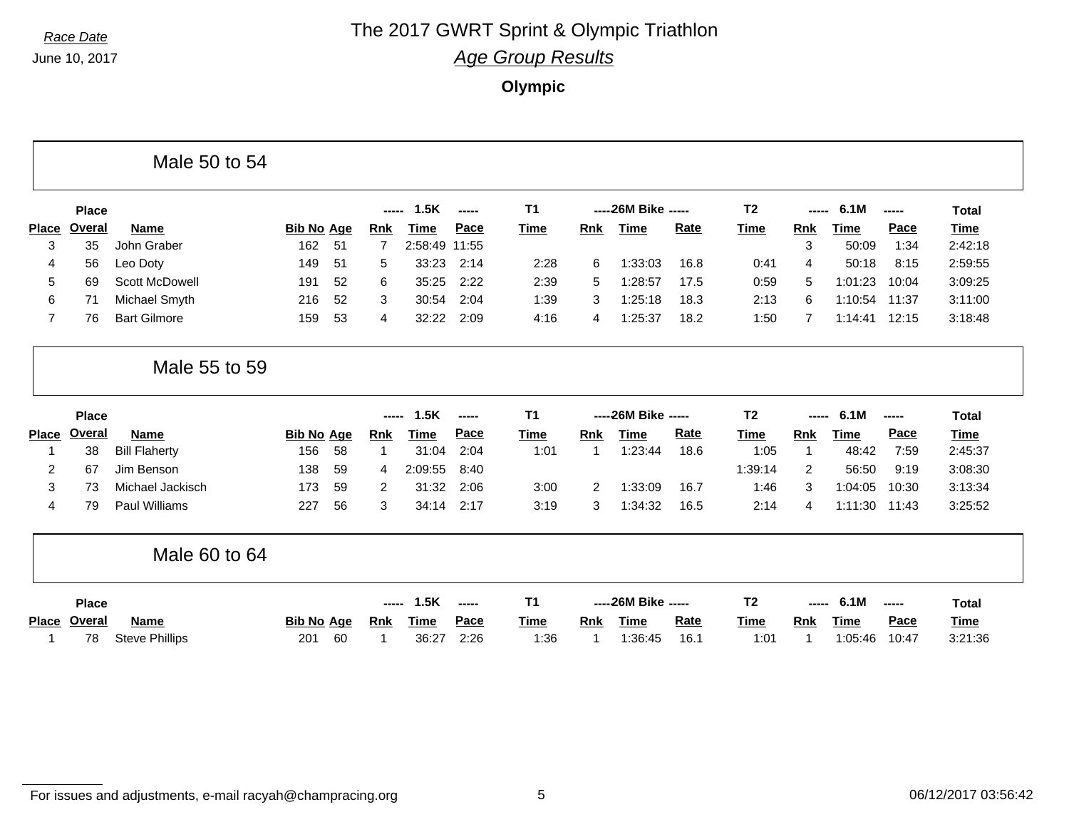Race Date

June 10, 2017

# The 2017 GWRT Sprint & Olympic Triathlon

## *Age Group Results*

### Olympic

### Male 50 to 54

| Place | Place Overal | Name | Bib No | Age | 1.5K Rnk | 1.5K Time | 1.5K Pace | T1 Time | 26M Bike Rnk | 26M Bike Time | 26M Bike Rate | T2 Time | 6.1M Rnk | 6.1M Time | 6.1M Pace | Total Time |
|---|---|---|---|---|---|---|---|---|---|---|---|---|---|---|---|---|
| 3 | 35 | John Graber | 162 | 51 | 7 | 2:58:49 | 11:55 | | | | | | 3 | 50:09 | 1:34 | 2:42:18 |
| 4 | 56 | Leo Doty | 149 | 51 | 5 | 33:23 | 2:14 | 2:28 | 6 | 1:33:03 | 16.8 | 0:41 | 4 | 50:18 | 8:15 | 2:59:55 |
| 5 | 69 | Scott McDowell | 191 | 52 | 6 | 35:25 | 2:22 | 2:39 | 5 | 1:28:57 | 17.5 | 0:59 | 5 | 1:01:23 | 10:04 | 3:09:25 |
| 6 | 71 | Michael Smyth | 216 | 52 | 3 | 30:54 | 2:04 | 1:39 | 3 | 1:25:18 | 18.3 | 2:13 | 6 | 1:10:54 | 11:37 | 3:11:00 |
| 7 | 76 | Bart Gilmore | 159 | 53 | 4 | 32:22 | 2:09 | 4:16 | 4 | 1:25:37 | 18.2 | 1:50 | 7 | 1:14:41 | 12:15 | 3:18:48 |

### Male 55 to 59

| Place | Place Overal | Name | Bib No | Age | 1.5K Rnk | 1.5K Time | 1.5K Pace | T1 Time | 26M Bike Rnk | 26M Bike Time | 26M Bike Rate | T2 Time | 6.1M Rnk | 6.1M Time | 6.1M Pace | Total Time |
|---|---|---|---|---|---|---|---|---|---|---|---|---|---|---|---|---|
| 1 | 38 | Bill Flaherty | 156 | 58 | 1 | 31:04 | 2:04 | 1:01 | 1 | 1:23:44 | 18.6 | 1:05 | 1 | 48:42 | 7:59 | 2:45:37 |
| 2 | 67 | Jim Benson | 138 | 59 | 4 | 2:09:55 | 8:40 | | | | | 1:39:14 | 2 | 56:50 | 9:19 | 3:08:30 |
| 3 | 73 | Michael Jackisch | 173 | 59 | 2 | 31:32 | 2:06 | 3:00 | 2 | 1:33:09 | 16.7 | 1:46 | 3 | 1:04:05 | 10:30 | 3:13:34 |
| 4 | 79 | Paul Williams | 227 | 56 | 3 | 34:14 | 2:17 | 3:19 | 3 | 1:34:32 | 16.5 | 2:14 | 4 | 1:11:30 | 11:43 | 3:25:52 |

### Male 60 to 64

| Place | Place Overal | Name | Bib No | Age | 1.5K Rnk | 1.5K Time | 1.5K Pace | T1 Time | 26M Bike Rnk | 26M Bike Time | 26M Bike Rate | T2 Time | 6.1M Rnk | 6.1M Time | 6.1M Pace | Total Time |
|---|---|---|---|---|---|---|---|---|---|---|---|---|---|---|---|---|
| 1 | 78 | Steve Phillips | 201 | 60 | 1 | 36:27 | 2:26 | 1:36 | 1 | 1:36:45 | 16.1 | 1:01 | 1 | 1:05:46 | 10:47 | 3:21:36 |

For issues and adjustments, e-mail racyah@champracing.org

06/12/2017 03:56:42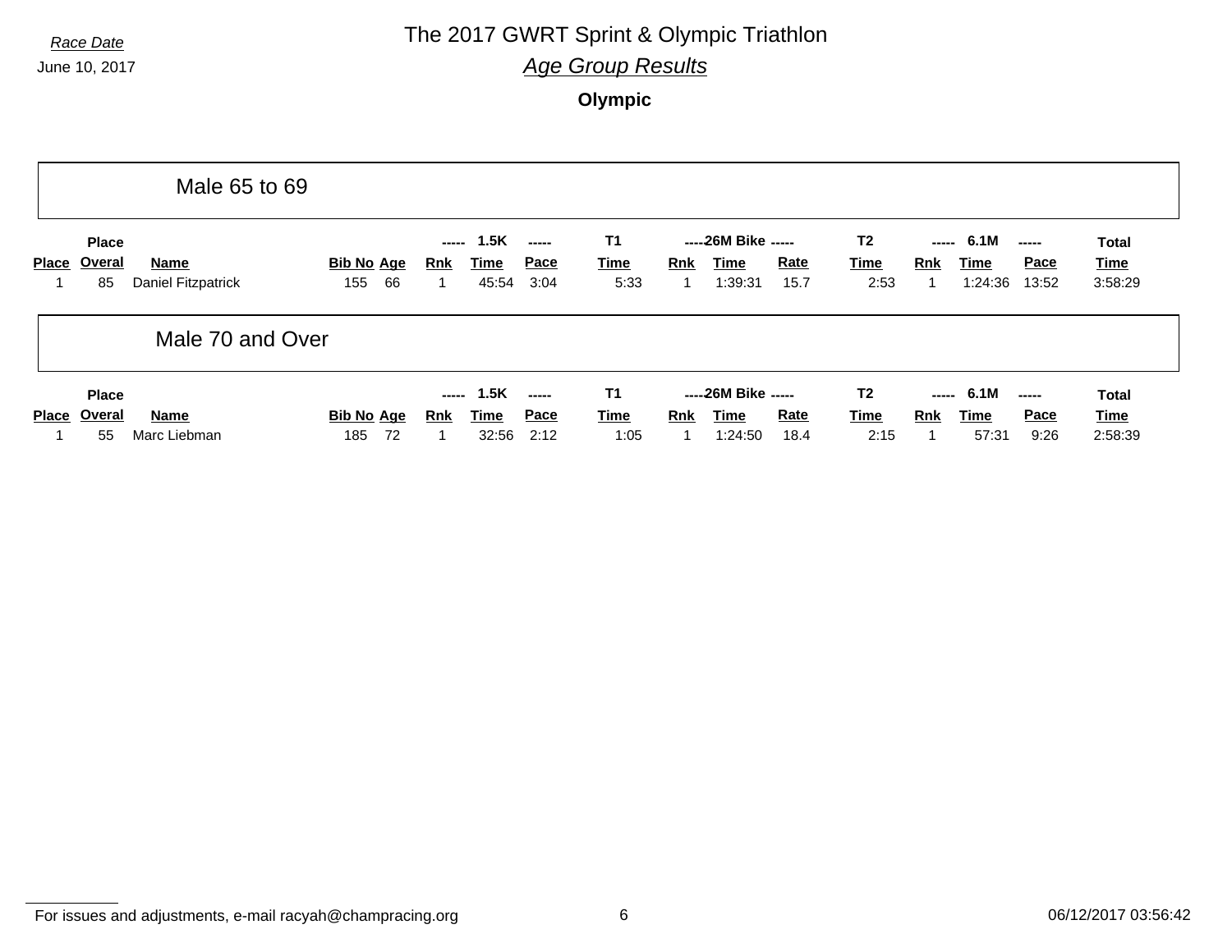*Race Date*

June 10, 2017

# The 2017 GWRT Sprint & Olympic Triathlon

## *Age Group Results*

**Olympic**

### Male 65 to 69

| Place | Place Overal | Name | Bib No | Age | ----- Rnk | 1.5K Time | ----- Pace | T1 Time | ----- Rnk | 26M Bike Time | ----- Rate | T2 Time | ----- Rnk | 6.1M Time | ----- Pace | Total Time |
|---|---|---|---|---|---|---|---|---|---|---|---|---|---|---|---|---|
| 1 | 85 | Daniel Fitzpatrick | 155 | 66 | 1 | 45:54 | 3:04 | 5:33 | 1 | 1:39:31 | 15.7 | 2:53 | 1 | 1:24:36 | 13:52 | 3:58:29 |

### Male 70 and Over

| Place | Place Overal | Name | Bib No | Age | ----- Rnk | 1.5K Time | ----- Pace | T1 Time | ----- Rnk | 26M Bike Time | ----- Rate | T2 Time | ----- Rnk | 6.1M Time | ----- Pace | Total Time |
|---|---|---|---|---|---|---|---|---|---|---|---|---|---|---|---|---|
| 1 | 55 | Marc Liebman | 185 | 72 | 1 | 32:56 | 2:12 | 1:05 | 1 | 1:24:50 | 18.4 | 2:15 | 1 | 57:31 | 9:26 | 2:58:39 |

For issues and adjustments, e-mail racyah@champracing.org

06/12/2017 03:56:42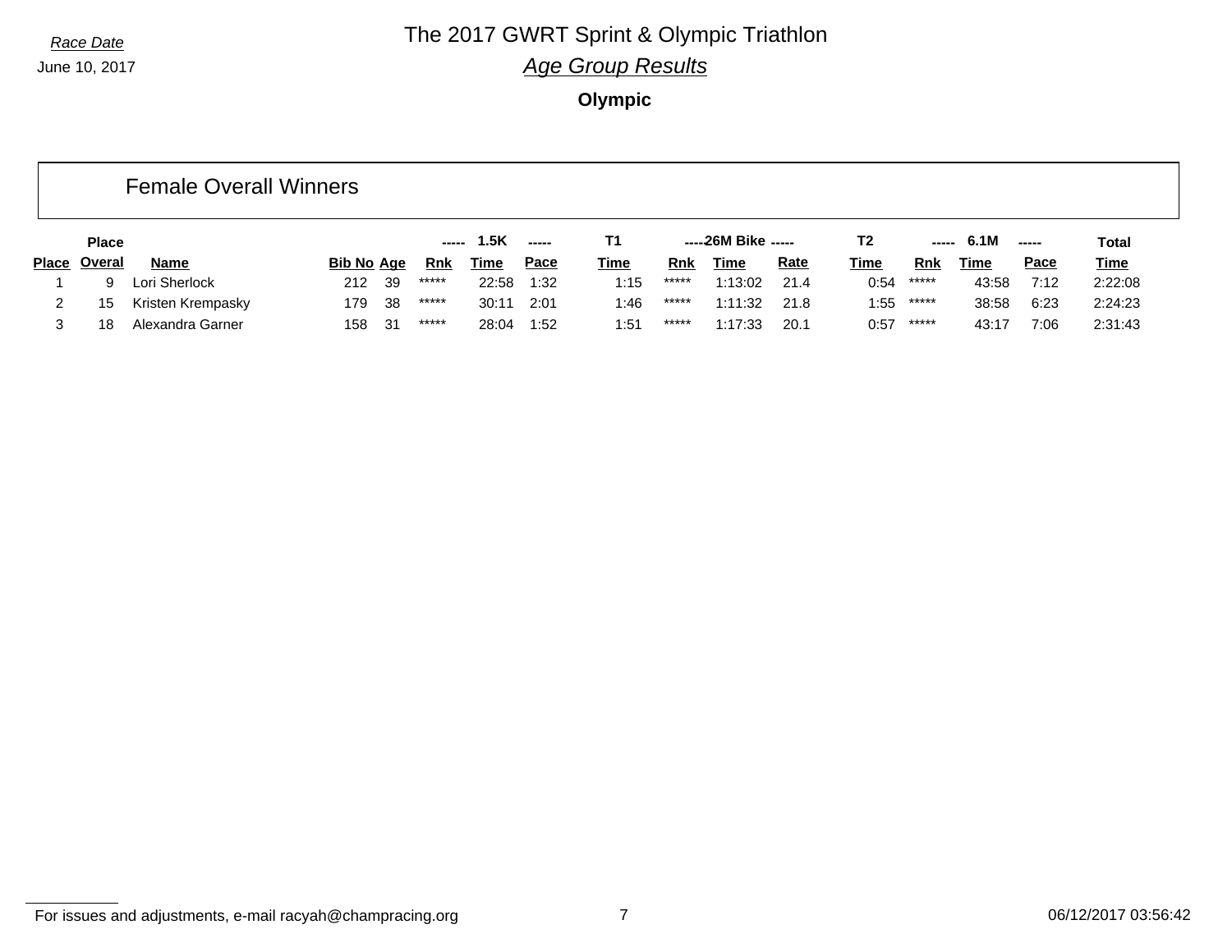*Race Date*

June 10, 2017

# The 2017 GWRT Sprint & Olympic Triathlon

## *Age Group Results*

### Olympic

### Female Overall Winners

| | Place | | | | ----- | 1.5K | ----- | T1 | ----- | 26M Bike | ----- | T2 | ----- | 6.1M | ----- | Total |
|---|---|---|---|---|---|---|---|---|---|---|---|---|---|---|---|---|
| Place | Overal | Name | Bib No | Age | Rnk | Time | Pace | Time | Rnk | Time | Rate | Time | Rnk | Time | Pace | Time |
| 1 | 9 | Lori Sherlock | 212 | 39 | ***** | 22:58 | 1:32 | 1:15 | ***** | 1:13:02 | 21.4 | 0:54 | ***** | 43:58 | 7:12 | 2:22:08 |
| 2 | 15 | Kristen Krempasky | 179 | 38 | ***** | 30:11 | 2:01 | 1:46 | ***** | 1:11:32 | 21.8 | 1:55 | ***** | 38:58 | 6:23 | 2:24:23 |
| 3 | 18 | Alexandra Garner | 158 | 31 | ***** | 28:04 | 1:52 | 1:51 | ***** | 1:17:33 | 20.1 | 0:57 | ***** | 43:17 | 7:06 | 2:31:43 |

For issues and adjustments, e-mail racyah@champracing.org

06/12/2017 03:56:42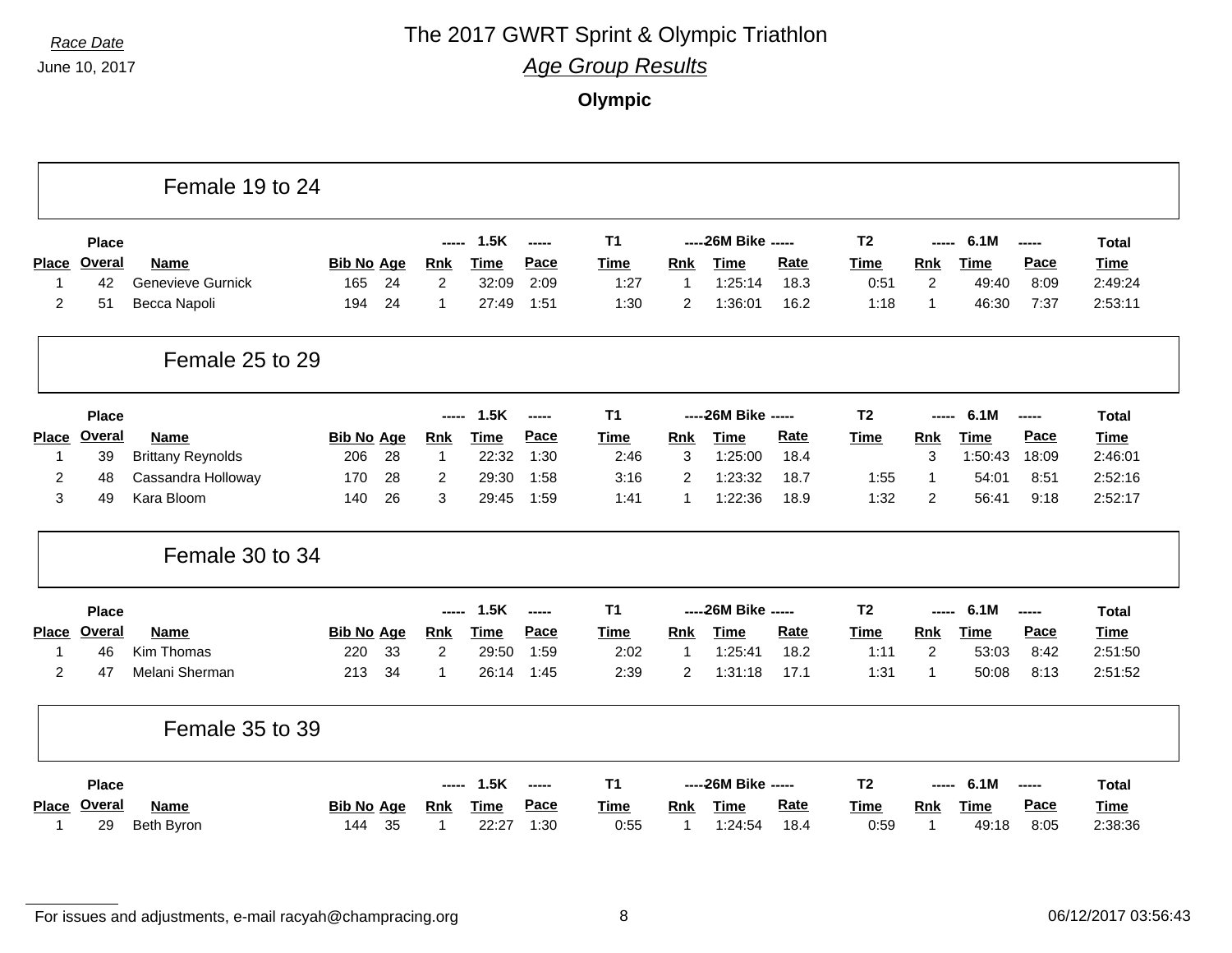# The 2017 GWRT Sprint & Olympic Triathlon

*Race Date*
June 10, 2017

## *Age Group Results*

**Olympic**

### Female 19 to 24

| Place | Place Overal | Name | Bib No | Age | 1.5K Rnk | 1.5K Time | 1.5K Pace | T1 Time | 26M Bike Rnk | 26M Bike Time | 26M Bike Rate | T2 Time | 6.1M Rnk | 6.1M Time | 6.1M Pace | Total Time |
|---|---|---|---|---|---|---|---|---|---|---|---|---|---|---|---|---|
| 1 | 42 | Genevieve Gurnick | 165 | 24 | 2 | 32:09 | 2:09 | 1:27 | 1 | 1:25:14 | 18.3 | 0:51 | 2 | 49:40 | 8:09 | 2:49:24 |
| 2 | 51 | Becca Napoli | 194 | 24 | 1 | 27:49 | 1:51 | 1:30 | 2 | 1:36:01 | 16.2 | 1:18 | 1 | 46:30 | 7:37 | 2:53:11 |

### Female 25 to 29

| Place | Place Overal | Name | Bib No | Age | 1.5K Rnk | 1.5K Time | 1.5K Pace | T1 Time | 26M Bike Rnk | 26M Bike Time | 26M Bike Rate | T2 Time | 6.1M Rnk | 6.1M Time | 6.1M Pace | Total Time |
|---|---|---|---|---|---|---|---|---|---|---|---|---|---|---|---|---|
| 1 | 39 | Brittany Reynolds | 206 | 28 | 1 | 22:32 | 1:30 | 2:46 | 3 | 1:25:00 | 18.4 | | 3 | 1:50:43 | 18:09 | 2:46:01 |
| 2 | 48 | Cassandra Holloway | 170 | 28 | 2 | 29:30 | 1:58 | 3:16 | 2 | 1:23:32 | 18.7 | 1:55 | 1 | 54:01 | 8:51 | 2:52:16 |
| 3 | 49 | Kara Bloom | 140 | 26 | 3 | 29:45 | 1:59 | 1:41 | 1 | 1:22:36 | 18.9 | 1:32 | 2 | 56:41 | 9:18 | 2:52:17 |

### Female 30 to 34

| Place | Place Overal | Name | Bib No | Age | 1.5K Rnk | 1.5K Time | 1.5K Pace | T1 Time | 26M Bike Rnk | 26M Bike Time | 26M Bike Rate | T2 Time | 6.1M Rnk | 6.1M Time | 6.1M Pace | Total Time |
|---|---|---|---|---|---|---|---|---|---|---|---|---|---|---|---|---|
| 1 | 46 | Kim Thomas | 220 | 33 | 2 | 29:50 | 1:59 | 2:02 | 1 | 1:25:41 | 18.2 | 1:11 | 2 | 53:03 | 8:42 | 2:51:50 |
| 2 | 47 | Melani Sherman | 213 | 34 | 1 | 26:14 | 1:45 | 2:39 | 2 | 1:31:18 | 17.1 | 1:31 | 1 | 50:08 | 8:13 | 2:51:52 |

### Female 35 to 39

| Place | Place Overal | Name | Bib No | Age | 1.5K Rnk | 1.5K Time | 1.5K Pace | T1 Time | 26M Bike Rnk | 26M Bike Time | 26M Bike Rate | T2 Time | 6.1M Rnk | 6.1M Time | 6.1M Pace | Total Time |
|---|---|---|---|---|---|---|---|---|---|---|---|---|---|---|---|---|
| 1 | 29 | Beth Byron | 144 | 35 | 1 | 22:27 | 1:30 | 0:55 | 1 | 1:24:54 | 18.4 | 0:59 | 1 | 49:18 | 8:05 | 2:38:36 |

For issues and adjustments, e-mail racyah@champracing.org

06/12/2017 03:56:43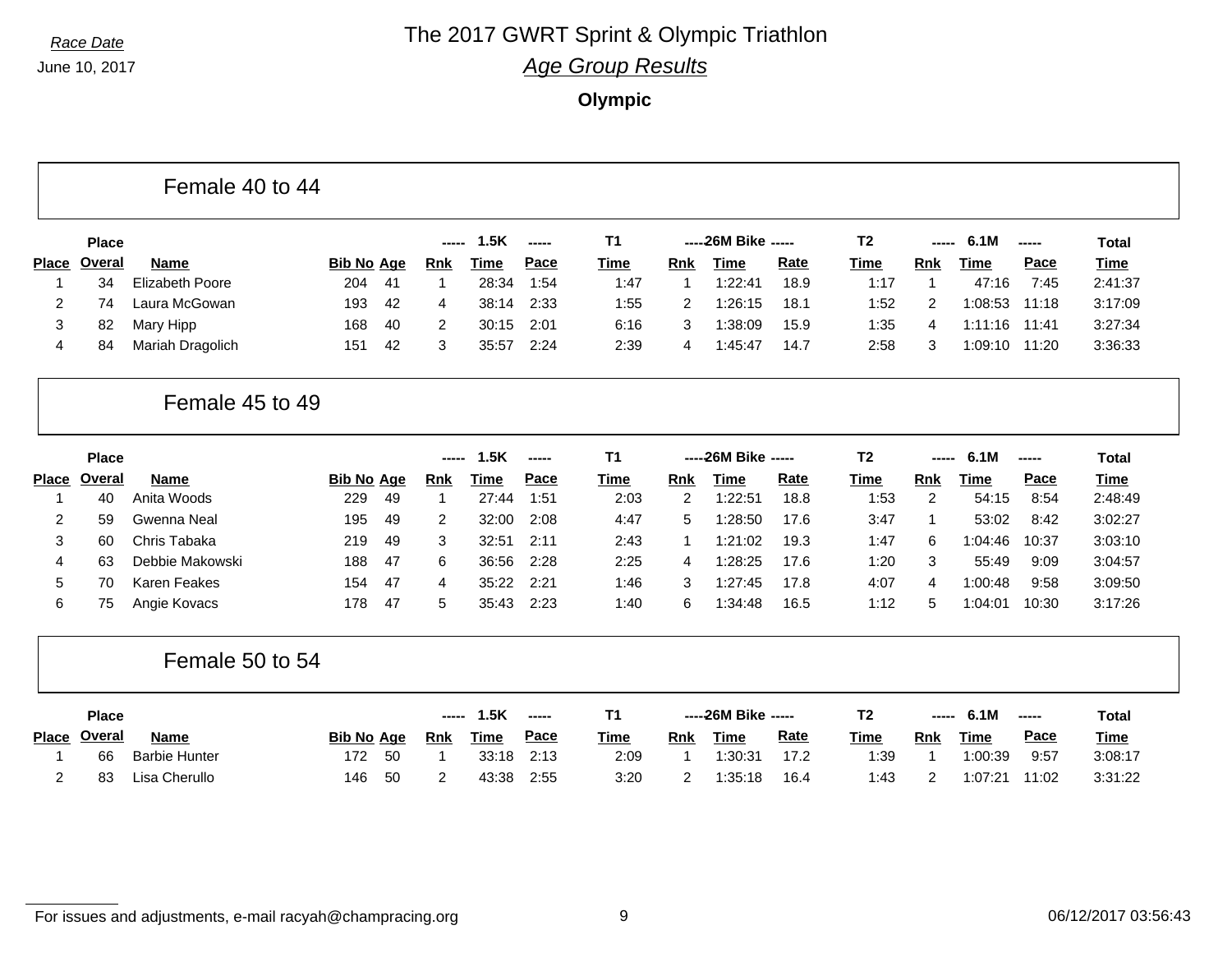# The 2017 GWRT Sprint & Olympic Triathlon

*Race Date*

June 10, 2017

## *Age Group Results*

**Olympic**

### Female 40 to 44

| Place | Place Overal | Name | Bib No | Age | 1.5K Rnk | 1.5K Time | 1.5K Pace | T1 Time | 26M Bike Rnk | 26M Bike Time | 26M Bike Rate | T2 Time | 6.1M Rnk | 6.1M Time | 6.1M Pace | Total Time |
|---|---|---|---|---|---|---|---|---|---|---|---|---|---|---|---|---|
| 1 | 34 | Elizabeth Poore | 204 | 41 | 1 | 28:34 | 1:54 | 1:47 | 1 | 1:22:41 | 18.9 | 1:17 | 1 | 47:16 | 7:45 | 2:41:37 |
| 2 | 74 | Laura McGowan | 193 | 42 | 4 | 38:14 | 2:33 | 1:55 | 2 | 1:26:15 | 18.1 | 1:52 | 2 | 1:08:53 | 11:18 | 3:17:09 |
| 3 | 82 | Mary Hipp | 168 | 40 | 2 | 30:15 | 2:01 | 6:16 | 3 | 1:38:09 | 15.9 | 1:35 | 4 | 1:11:16 | 11:41 | 3:27:34 |
| 4 | 84 | Mariah Dragolich | 151 | 42 | 3 | 35:57 | 2:24 | 2:39 | 4 | 1:45:47 | 14.7 | 2:58 | 3 | 1:09:10 | 11:20 | 3:36:33 |

### Female 45 to 49

| Place | Place Overal | Name | Bib No | Age | 1.5K Rnk | 1.5K Time | 1.5K Pace | T1 Time | 26M Bike Rnk | 26M Bike Time | 26M Bike Rate | T2 Time | 6.1M Rnk | 6.1M Time | 6.1M Pace | Total Time |
|---|---|---|---|---|---|---|---|---|---|---|---|---|---|---|---|---|
| 1 | 40 | Anita Woods | 229 | 49 | 1 | 27:44 | 1:51 | 2:03 | 2 | 1:22:51 | 18.8 | 1:53 | 2 | 54:15 | 8:54 | 2:48:49 |
| 2 | 59 | Gwenna Neal | 195 | 49 | 2 | 32:00 | 2:08 | 4:47 | 5 | 1:28:50 | 17.6 | 3:47 | 1 | 53:02 | 8:42 | 3:02:27 |
| 3 | 60 | Chris Tabaka | 219 | 49 | 3 | 32:51 | 2:11 | 2:43 | 1 | 1:21:02 | 19.3 | 1:47 | 6 | 1:04:46 | 10:37 | 3:03:10 |
| 4 | 63 | Debbie Makowski | 188 | 47 | 6 | 36:56 | 2:28 | 2:25 | 4 | 1:28:25 | 17.6 | 1:20 | 3 | 55:49 | 9:09 | 3:04:57 |
| 5 | 70 | Karen Feakes | 154 | 47 | 4 | 35:22 | 2:21 | 1:46 | 3 | 1:27:45 | 17.8 | 4:07 | 4 | 1:00:48 | 9:58 | 3:09:50 |
| 6 | 75 | Angie Kovacs | 178 | 47 | 5 | 35:43 | 2:23 | 1:40 | 6 | 1:34:48 | 16.5 | 1:12 | 5 | 1:04:01 | 10:30 | 3:17:26 |

### Female 50 to 54

| Place | Place Overal | Name | Bib No | Age | 1.5K Rnk | 1.5K Time | 1.5K Pace | T1 Time | 26M Bike Rnk | 26M Bike Time | 26M Bike Rate | T2 Time | 6.1M Rnk | 6.1M Time | 6.1M Pace | Total Time |
|---|---|---|---|---|---|---|---|---|---|---|---|---|---|---|---|---|
| 1 | 66 | Barbie Hunter | 172 | 50 | 1 | 33:18 | 2:13 | 2:09 | 1 | 1:30:31 | 17.2 | 1:39 | 1 | 1:00:39 | 9:57 | 3:08:17 |
| 2 | 83 | Lisa Cherullo | 146 | 50 | 2 | 43:38 | 2:55 | 3:20 | 2 | 1:35:18 | 16.4 | 1:43 | 2 | 1:07:21 | 11:02 | 3:31:22 |

For issues and adjustments, e-mail racyah@champracing.org

06/12/2017 03:56:43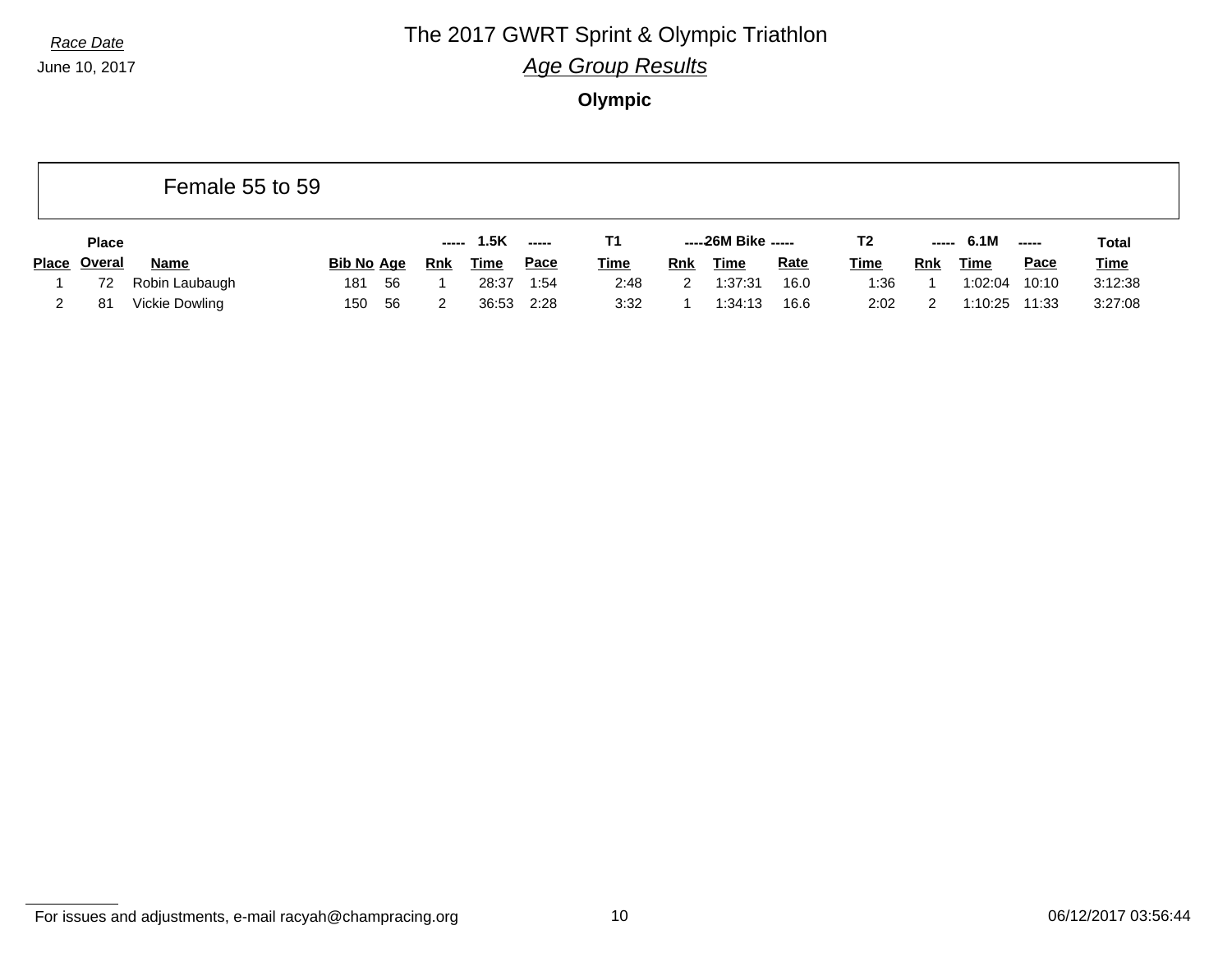*Race Date*

June 10, 2017

# The 2017 GWRT Sprint & Olympic Triathlon

## *Age Group Results*

### Olympic

#### Female 55 to 59

| | Place | | | | ----- 1.5K | ----- | | T1 | ----26M Bike | ----- | | T2 | ----- 6.1M | ----- | | Total |
|---|---|---|---|---|---|---|---|---|---|---|---|---|---|---|---|---|
| Place | Overal | Name | Bib No | Age | Rnk | Time | Pace | Time | Rnk | Time | Rate | Time | Rnk | Time | Pace | Time |
| 1 | 72 | Robin Laubaugh | 181 | 56 | 1 | 28:37 | 1:54 | 2:48 | 2 | 1:37:31 | 16.0 | 1:36 | 1 | 1:02:04 | 10:10 | 3:12:38 |
| 2 | 81 | Vickie Dowling | 150 | 56 | 2 | 36:53 | 2:28 | 3:32 | 1 | 1:34:13 | 16.6 | 2:02 | 2 | 1:10:25 | 11:33 | 3:27:08 |

For issues and adjustments, e-mail racyah@champracing.org

06/12/2017 03:56:44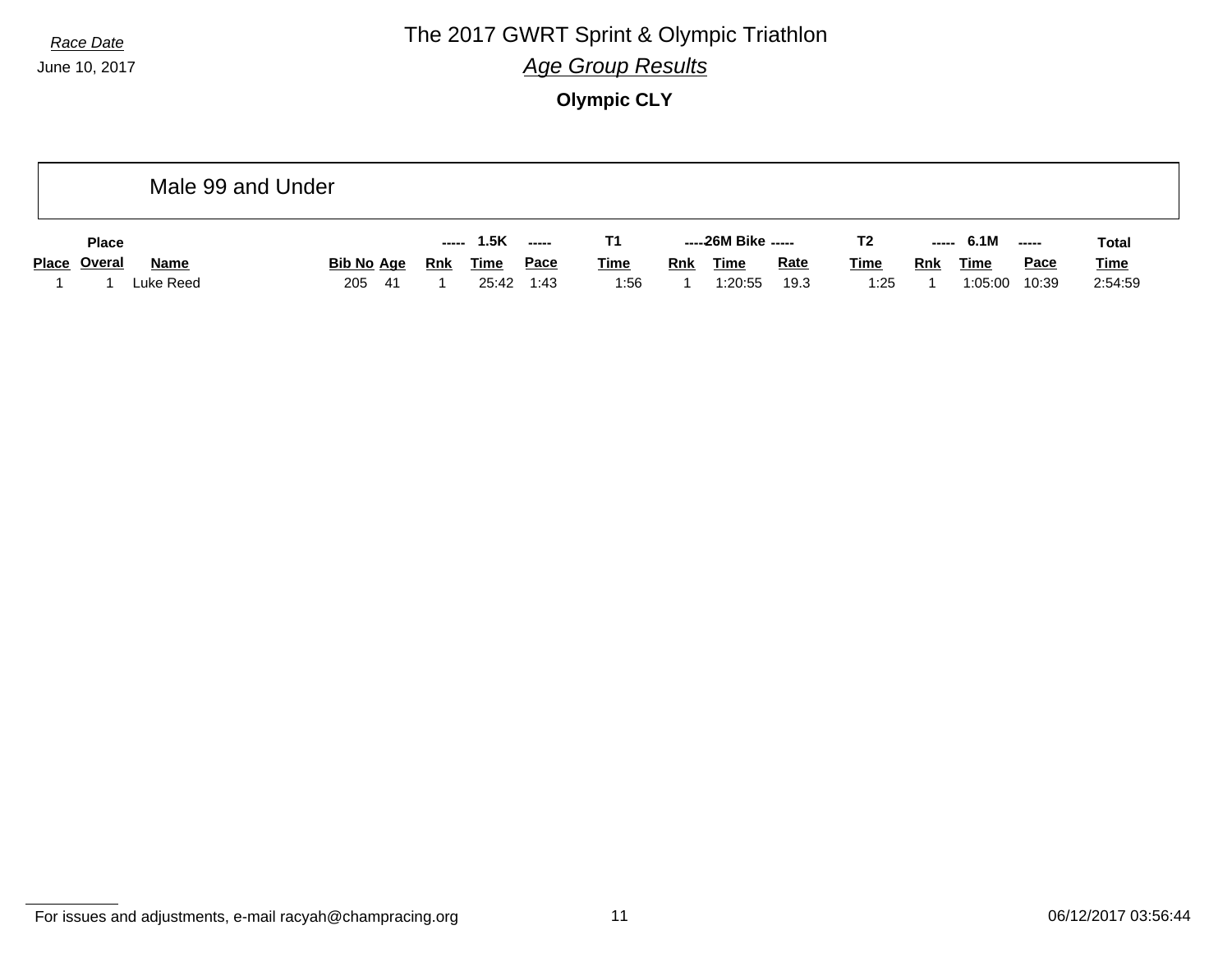Race Date

June 10, 2017

# The 2017 GWRT Sprint & Olympic Triathlon

## *Age Group Results*

**Olympic CLY**

### Male 99 and Under

| | Place | | | | ----- | 1.5K | ----- | T1 | ----- | 26M Bike | ----- | T2 | ----- | 6.1M | ----- | Total |
|---|---|---|---|---|---|---|---|---|---|---|---|---|---|---|---|---|
| Place | Overal | Name | Bib No | Age | Rnk | Time | Pace | Time | Rnk | Time | Rate | Time | Rnk | Time | Pace | Time |
| 1 | 1 | Luke Reed | 205 | 41 | 1 | 25:42 | 1:43 | 1:56 | 1 | 1:20:55 | 19.3 | 1:25 | 1 | 1:05:00 | 10:39 | 2:54:59 |

For issues and adjustments, e-mail racyah@champracing.org

06/12/2017 03:56:44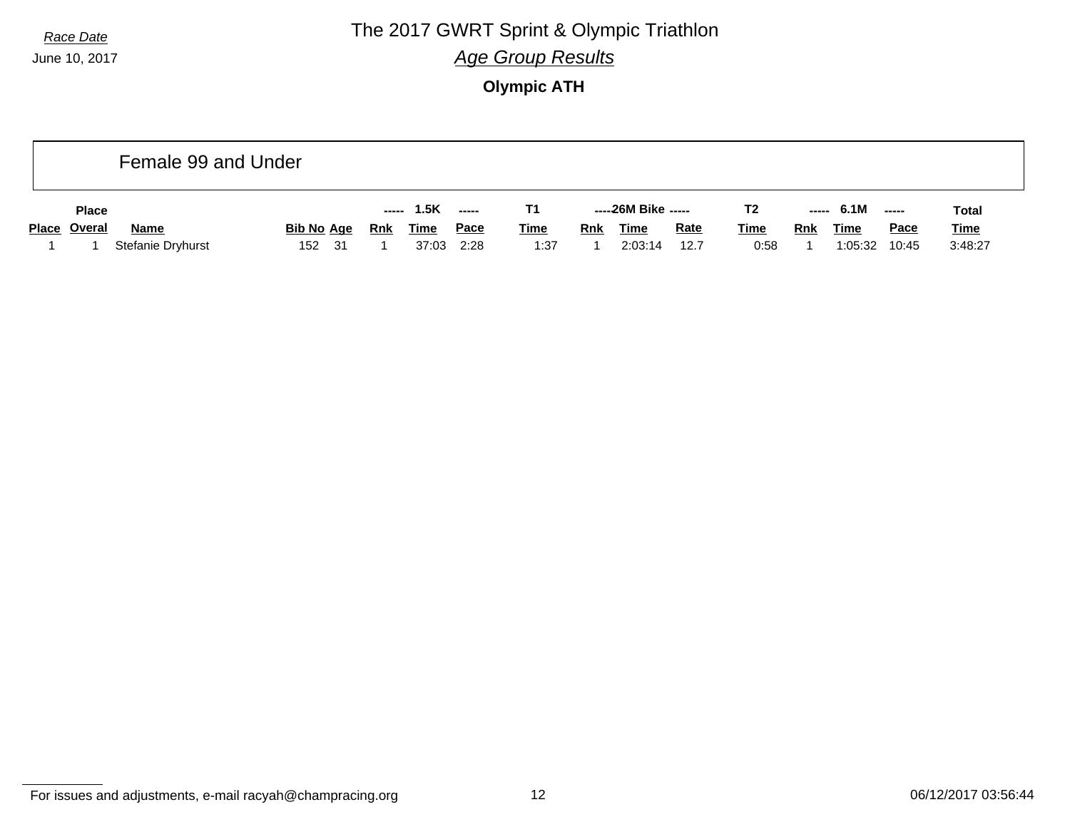*Race Date*

June 10, 2017

# The 2017 GWRT Sprint & Olympic Triathlon

## *Age Group Results*

**Olympic ATH**

### Female 99 and Under

| | Place | | | | ----- | 1.5K | ----- | T1 | ----- | 26M Bike | ----- | T2 | ----- | 6.1M | ----- | Total |
|---|---|---|---|---|---|---|---|---|---|---|---|---|---|---|---|---|
| **Place** | **Overal** | **Name** | **Bib No** | **Age** | **Rnk** | **Time** | **Pace** | **Time** | **Rnk** | **Time** | **Rate** | **Time** | **Rnk** | **Time** | **Pace** | **Time** |
| 1 | 1 | Stefanie Dryhurst | 152 | 31 | 1 | 37:03 | 2:28 | 1:37 | 1 | 2:03:14 | 12.7 | 0:58 | 1 | 1:05:32 | 10:45 | 3:48:27 |

For issues and adjustments, e-mail racyah@champracing.org

06/12/2017 03:56:44